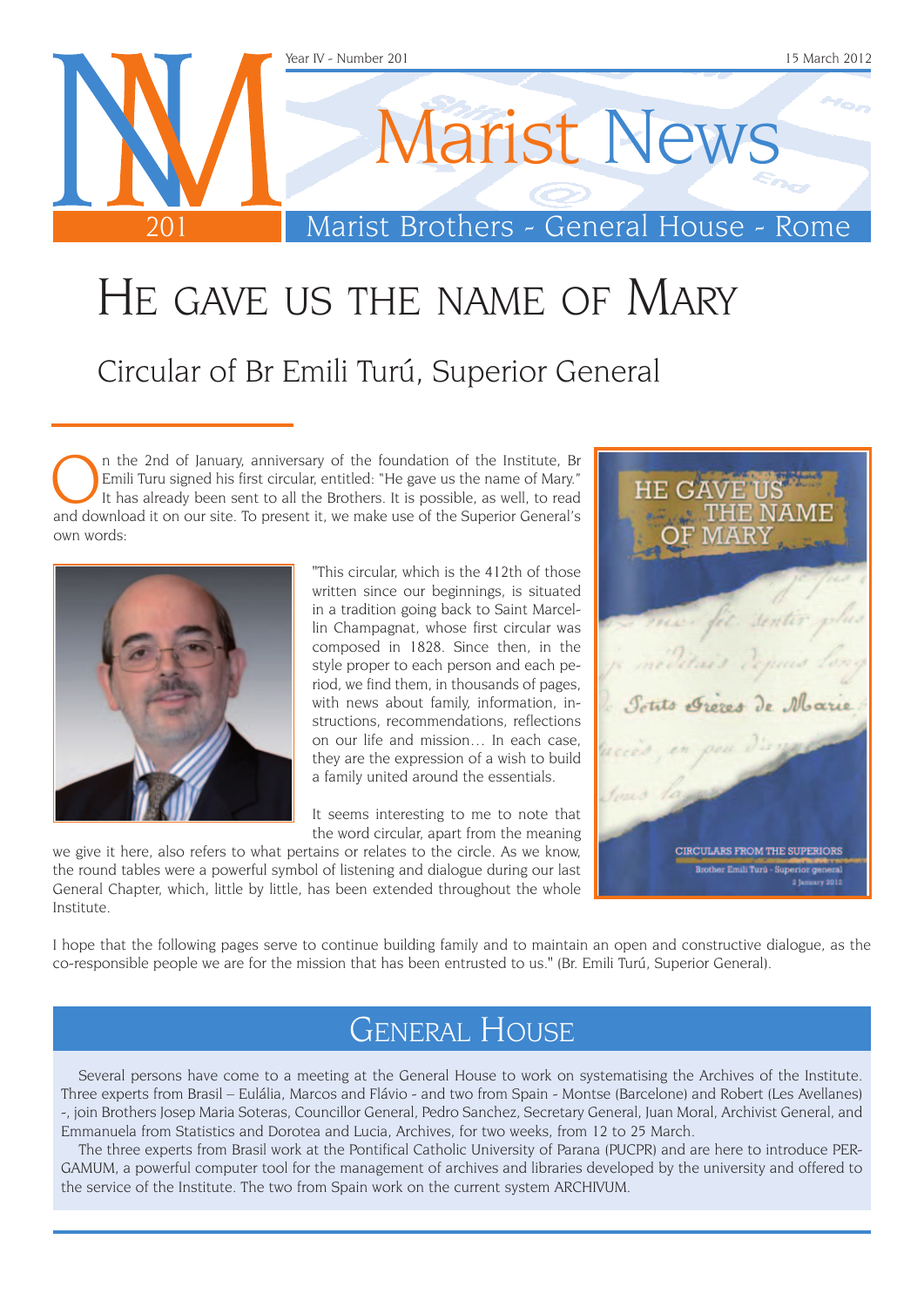# Marist News

Marist Brothers - General House - Rome

Year IV - Number 201 — 15 March 2012

# He gave us the name of Mary

## Circular of Br Emili Turú, Superior General

On the 2nd of January, anniversary of the foundation of the Institute, Br Emili Turu signed his first circular, entitled: "He gave us the name of Mary." It has already been sent to all the Brothers. It is possible, as well, to read and download it on our site. To present it, we make use of the Superior General's own words:

"This circular, which is the 412th of those written since our beginnings, is situated in a tradition going back to Saint Marcellin Champagnat, whose first circular was composed in 1828. Since then, in the style proper to each person and each period, we find them, in thousands of pages, with news about family, information, instructions, recommendations, reflections on our life and mission… In each case, they are the expression of a wish to build a family united around the essentials.

It seems interesting to me to note that the word circular, apart from the meaning we give it here, also refers to what pertains or relates to the circle. As we know, the round tables were a powerful symbol of listening and dialogue during our last General Chapter, which, little by little, has been extended throughout the whole Institute.

I hope that the following pages serve to continue building family and to maintain an open and constructive dialogue, as the co-responsible people we are for the mission that has been entrusted to us." (Br. Emili Turú, Superior General).

## General House

Several persons have come to a meeting at the General House to work on systematising the Archives of the Institute. Three experts from Brasil – Eulália, Marcos and Flávio - and two from Spain - Montse (Barcelone) and Robert (Les Avellanes) -, join Brothers Josep Maria Soteras, Councillor General, Pedro Sanchez, Secretary General, Juan Moral, Archivist General, and Emmanuela from Statistics and Dorotea and Lucia, Archives, for two weeks, from 12 to 25 March.

The three experts from Brasil work at the Pontifical Catholic University of Parana (PUCPR) and are here to introduce PERGAMUM, a powerful computer tool for the management of archives and libraries developed by the university and offered to the service of the Institute. The two from Spain work on the current system ARCHIVUM.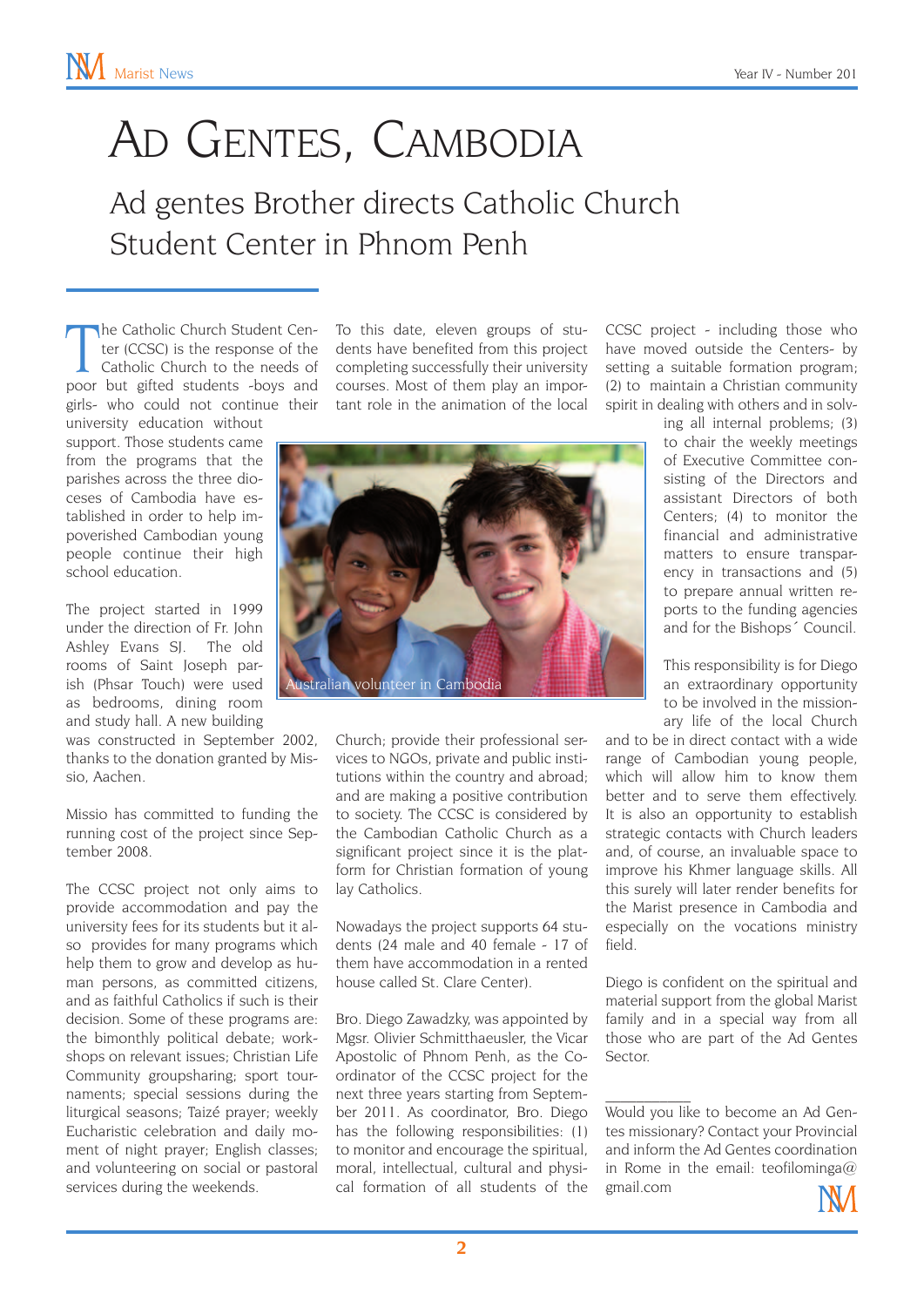# Ad Gentes, Cambodia

## Ad gentes Brother directs Catholic Church Student Center in Phnom Penh

The Catholic Church Student Center (CCSC) is the response of the Catholic Church to the needs of poor but gifted students -boys and girls- who could not continue their university education without support. Those students came from the programs that the parishes across the three dioceses of Cambodia have established in order to help impoverished Cambodian young people continue their high school education.

The project started in 1999 under the direction of Fr. John Ashley Evans SJ. The old rooms of Saint Joseph parish (Phsar Touch) were used as bedrooms, dining room and study hall. A new building was constructed in September 2002, thanks to the donation granted by Missio, Aachen.

Missio has committed to funding the running cost of the project since September 2008.

The CCSC project not only aims to provide accommodation and pay the university fees for its students but it also provides for many programs which help them to grow and develop as human persons, as committed citizens, and as faithful Catholics if such is their decision. Some of these programs are: the bimonthly political debate; workshops on relevant issues; Christian Life Community groupsharing; sport tournaments; special sessions during the liturgical seasons; Taizé prayer; weekly Eucharistic celebration and daily moment of night prayer; English classes; and volunteering on social or pastoral services during the weekends.

To this date, eleven groups of students have benefited from this project completing successfully their university courses. Most of them play an important role in the animation of the local Church; provide their professional services to NGOs, private and public institutions within the country and abroad; and are making a positive contribution to society. The CCSC is considered by the Cambodian Catholic Church as a significant project since it is the platform for Christian formation of young lay Catholics.

Australian volunteer in Cambodia

Nowadays the project supports 64 students (24 male and 40 female - 17 of them have accommodation in a rented house called St. Clare Center).

Bro. Diego Zawadzky, was appointed by Mgsr. Olivier Schmitthaeusler, the Vicar Apostolic of Phnom Penh, as the Coordinator of the CCSC project for the next three years starting from September 2011. As coordinator, Bro. Diego has the following responsibilities: (1) to monitor and encourage the spiritual, moral, intellectual, cultural and physical formation of all students of the CCSC project - including those who have moved outside the Centers- by setting a suitable formation program; (2) to maintain a Christian community spirit in dealing with others and in solving all internal problems; (3) to chair the weekly meetings of Executive Committee consisting of the Directors and assistant Directors of both Centers; (4) to monitor the financial and administrative matters to ensure transparency in transactions and (5) to prepare annual written reports to the funding agencies and for the Bishops´ Council.

This responsibility is for Diego an extraordinary opportunity to be involved in the missionary life of the local Church and to be in direct contact with a wide range of Cambodian young people, which will allow him to know them better and to serve them effectively. It is also an opportunity to establish strategic contacts with Church leaders and, of course, an invaluable space to improve his Khmer language skills. All this surely will later render benefits for the Marist presence in Cambodia and especially on the vocations ministry field.

Diego is confident on the spiritual and material support from the global Marist family and in a special way from all those who are part of the Ad Gentes Sector.

---

Would you like to become an Ad Gentes missionary? Contact your Provincial and inform the Ad Gentes coordination in Rome in the email: teofilominga@gmail.com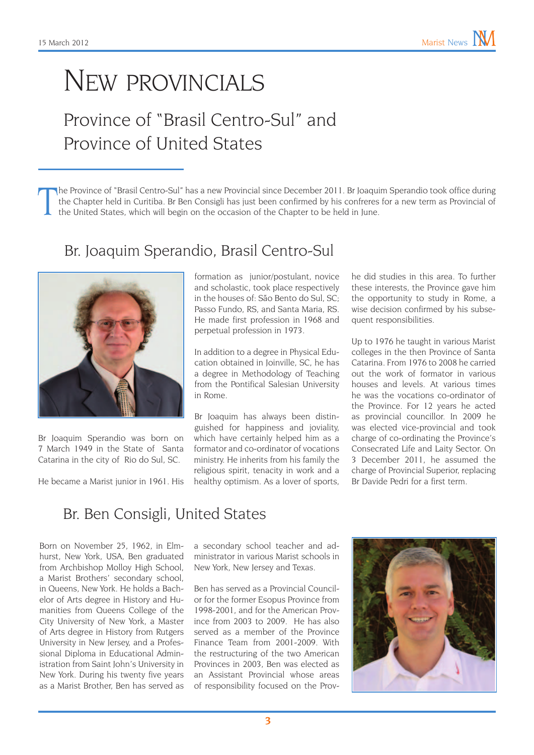# NEW PROVINCIALS

## Province of "Brasil Centro-Sul" and Province of United States

The Province of "Brasil Centro-Sul" has a new Provincial since December 2011. Br Joaquim Sperandio took office during the Chapter held in Curitiba. Br Ben Consigli has just been confirmed by his confreres for a new term as Provincial of the United States, which will begin on the occasion of the Chapter to be held in June.

## Br. Joaquim Sperandio, Brasil Centro-Sul

Br Joaquim Sperandio was born on 7 March 1949 in the State of Santa Catarina in the city of Rio do Sul, SC.

He became a Marist junior in 1961. His formation as junior/postulant, novice and scholastic, took place respectively in the houses of: São Bento do Sul, SC; Passo Fundo, RS, and Santa Maria, RS. He made first profession in 1968 and perpetual profession in 1973.

In addition to a degree in Physical Education obtained in Joinville, SC, he has a degree in Methodology of Teaching from the Pontifical Salesian University in Rome.

Br Joaquim has always been distinguished for happiness and joviality, which have certainly helped him as a formator and co-ordinator of vocations ministry. He inherits from his family the religious spirit, tenacity in work and a healthy optimism. As a lover of sports, he did studies in this area. To further these interests, the Province gave him the opportunity to study in Rome, a wise decision confirmed by his subsequent responsibilities.

Up to 1976 he taught in various Marist colleges in the then Province of Santa Catarina. From 1976 to 2008 he carried out the work of formator in various houses and levels. At various times he was the vocations co-ordinator of the Province. For 12 years he acted as provincial councillor. In 2009 he was elected vice-provincial and took charge of co-ordinating the Province's Consecrated Life and Laity Sector. On 3 December 2011, he assumed the charge of Provincial Superior, replacing Br Davide Pedri for a first term.

## Br. Ben Consigli, United States

Born on November 25, 1962, in Elmhurst, New York, USA, Ben graduated from Archbishop Molloy High School, a Marist Brothers' secondary school, in Queens, New York. He holds a Bachelor of Arts degree in History and Humanities from Queens College of the City University of New York, a Master of Arts degree in History from Rutgers University in New Jersey, and a Professional Diploma in Educational Administration from Saint John's University in New York. During his twenty five years as a Marist Brother, Ben has served as a secondary school teacher and administrator in various Marist schools in New York, New Jersey and Texas.

Ben has served as a Provincial Councilor for the former Esopus Province from 1998-2001, and for the American Province from 2003 to 2009. He has also served as a member of the Province Finance Team from 2001-2009. With the restructuring of the two American Provinces in 2003, Ben was elected as an Assistant Provincial whose areas of responsibility focused on the Prov-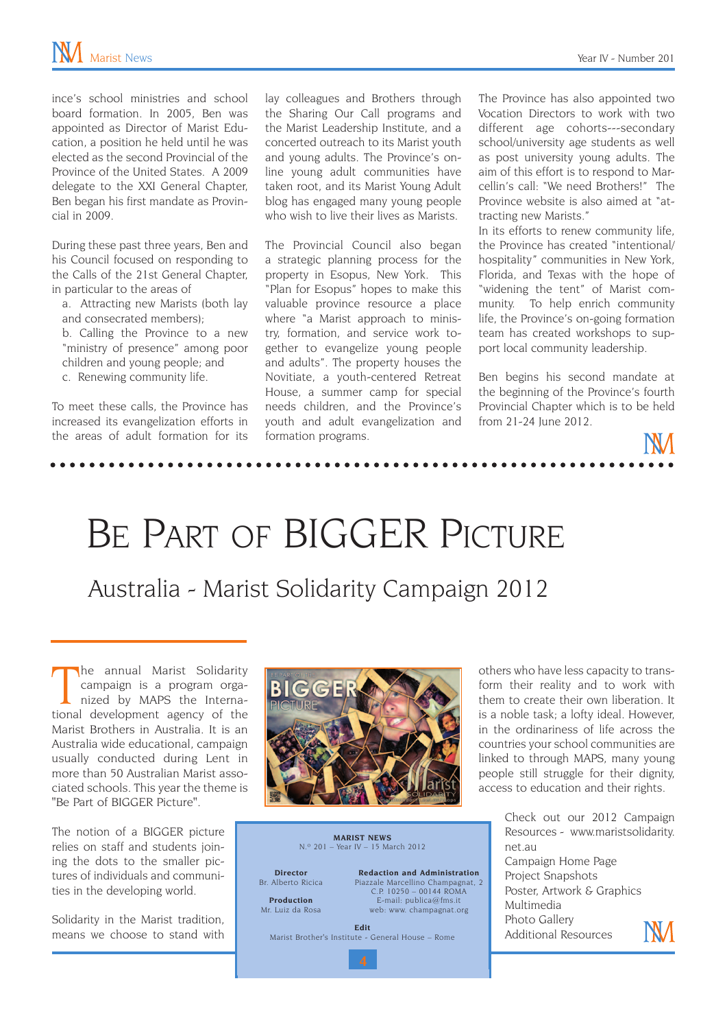ince's school ministries and school board formation. In 2005, Ben was appointed as Director of Marist Education, a position he held until he was elected as the second Provincial of the Province of the United States. A 2009 delegate to the XXI General Chapter, Ben began his first mandate as Provincial in 2009.

During these past three years, Ben and his Council focused on responding to the Calls of the 21st General Chapter, in particular to the areas of

a. Attracting new Marists (both lay and consecrated members);
b. Calling the Province to a new "ministry of presence" among poor children and young people; and
c. Renewing community life.

To meet these calls, the Province has increased its evangelization efforts in the areas of adult formation for its lay colleagues and Brothers through the Sharing Our Call programs and the Marist Leadership Institute, and a concerted outreach to its Marist youth and young adults. The Province's on-line young adult communities have taken root, and its Marist Young Adult blog has engaged many young people who wish to live their lives as Marists.

The Provincial Council also began a strategic planning process for the property in Esopus, New York. This "Plan for Esopus" hopes to make this valuable province resource a place where "a Marist approach to ministry, formation, and service work together to evangelize young people and adults". The property houses the Novitiate, a youth-centered Retreat House, a summer camp for special needs children, and the Province's youth and adult evangelization and formation programs.

The Province has also appointed two Vocation Directors to work with two different age cohorts---secondary school/university age students as well as post university young adults. The aim of this effort is to respond to Marcellin's call: "We need Brothers!" The Province website is also aimed at "attracting new Marists."

In its efforts to renew community life, the Province has created "intentional/hospitality" communities in New York, Florida, and Texas with the hope of "widening the tent" of Marist community. To help enrich community life, the Province's on-going formation team has created workshops to support local community leadership.

Ben begins his second mandate at the beginning of the Province's fourth Provincial Chapter which is to be held from 21-24 June 2012.

# Be Part of BIGGER Picture

## Australia - Marist Solidarity Campaign 2012

The annual Marist Solidarity campaign is a program organized by MAPS the International development agency of the Marist Brothers in Australia. It is an Australia wide educational, campaign usually conducted during Lent in more than 50 Australian Marist associated schools. This year the theme is "Be Part of BIGGER Picture".

The notion of a BIGGER picture relies on staff and students joining the dots to the smaller pictures of individuals and communities in the developing world.

Solidarity in the Marist tradition, means we choose to stand with others who have less capacity to transform their reality and to work with them to create their own liberation. It is a noble task; a lofty ideal. However, in the ordinariness of life across the countries your school communities are linked to through MAPS, many young people still struggle for their dignity, access to education and their rights.

Check out our 2012 Campaign Resources - www.maristsolidarity.net.au
Campaign Home Page
Project Snapshots
Poster, Artwork & Graphics
Multimedia
Photo Gallery
Additional Resources

**MARIST NEWS**
N.º 201 – Year IV – 15 March 2012

**Director**
Br. Alberto Ricica

**Production**
Mr. Luiz da Rosa

**Redaction and Administration**
Piazzale Marcellino Champagnat, 2
C.P. 10250 – 00144 ROMA
E-mail: publica@fms.it
web: www. champagnat.org

**Edit**
Marist Brother's Institute - General House – Rome